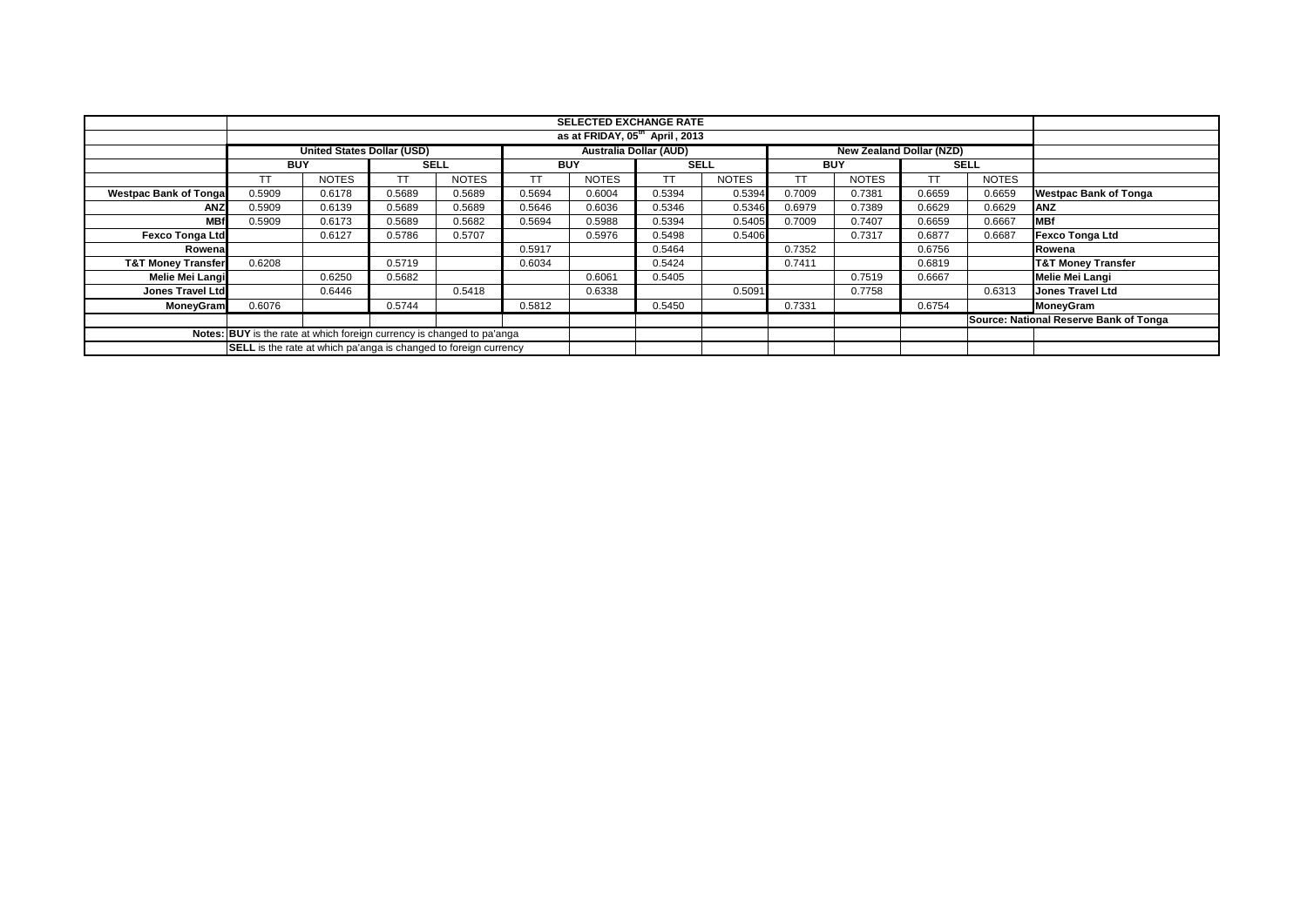| | SELECTED EXCHANGE RATE | | | | | | | | | | | | |
|---|---|---|---|---|---|---|---|---|---|---|---|---|---|
| | as at FRIDAY, 05th April , 2013 | | | | | | | | | | | | |
| | United States Dollar (USD) | | | | Australia Dollar (AUD) | | | | New Zealand Dollar (NZD) | | | | |
| | BUY | | SELL | | BUY | | SELL | | BUY | | SELL | | |
| | TT | NOTES | TT | NOTES | TT | NOTES | TT | NOTES | TT | NOTES | TT | NOTES | |
| Westpac Bank of Tonga | 0.5909 | 0.6178 | 0.5689 | 0.5689 | 0.5694 | 0.6004 | 0.5394 | 0.5394 | 0.7009 | 0.7381 | 0.6659 | 0.6659 | Westpac Bank of Tonga |
| ANZ | 0.5909 | 0.6139 | 0.5689 | 0.5689 | 0.5646 | 0.6036 | 0.5346 | 0.5346 | 0.6979 | 0.7389 | 0.6629 | 0.6629 | ANZ |
| MBf | 0.5909 | 0.6173 | 0.5689 | 0.5682 | 0.5694 | 0.5988 | 0.5394 | 0.5405 | 0.7009 | 0.7407 | 0.6659 | 0.6667 | MBf |
| Fexco Tonga Ltd | | 0.6127 | 0.5786 | 0.5707 | | 0.5976 | 0.5498 | 0.5406 | | 0.7317 | 0.6877 | 0.6687 | Fexco Tonga Ltd |
| Rowena | | | | | 0.5917 | | 0.5464 | | 0.7352 | | 0.6756 | | Rowena |
| T&T Money Transfer | 0.6208 | | 0.5719 | | 0.6034 | | 0.5424 | | 0.7411 | | 0.6819 | | T&T Money Transfer |
| Melie Mei Langi | | 0.6250 | 0.5682 | | | 0.6061 | 0.5405 | | | 0.7519 | 0.6667 | | Melie Mei Langi |
| Jones Travel Ltd | | 0.6446 | | 0.5418 | | 0.6338 | | 0.5091 | | 0.7758 | | 0.6313 | Jones Travel Ltd |
| MoneyGram | 0.6076 | | 0.5744 | | 0.5812 | | 0.5450 | | 0.7331 | | 0.6754 | | MoneyGram |
| | | | | | | | | | | | | | Source: National Reserve Bank of Tonga |
| Notes: | BUY is the rate at which foreign currency is changed to pa'anga | | | | | | | | | | | | |
| | SELL is the rate at which pa'anga is changed to foreign currency | | | | | | | | | | | | |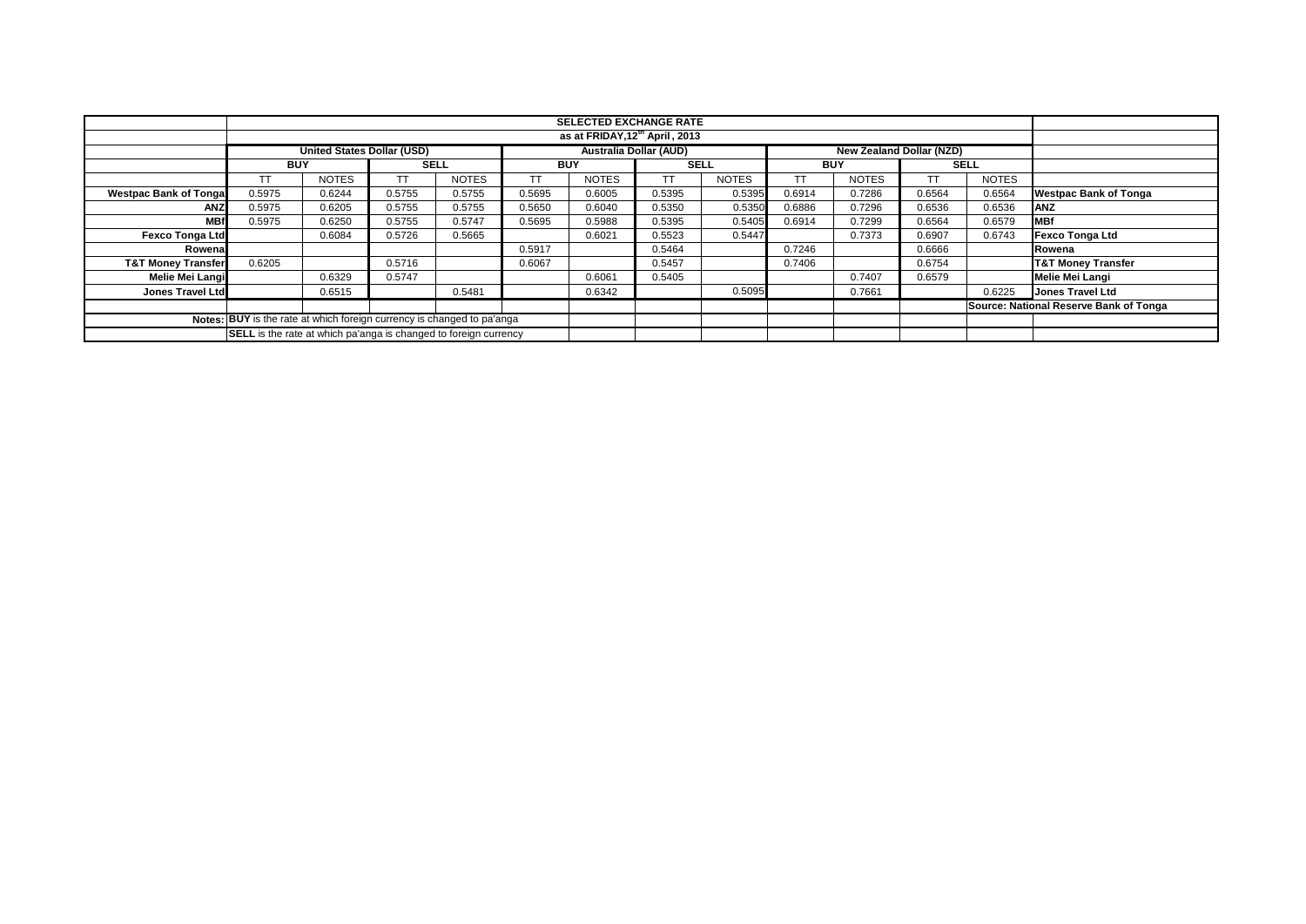| | SELECTED EXCHANGE RATE | | | | | | | | | | | | | |
|---|---|---|---|---|---|---|---|---|---|---|---|---|---|---|
| | as at FRIDAY,12[th] April , 2013 | | | | | | | | | | | | | |
| | United States Dollar (USD) | | | | Australia Dollar (AUD) | | | | New Zealand Dollar (NZD) | | | | |
| | BUY | | SELL | | BUY | | SELL | | BUY | | SELL | | |
| | TT | NOTES | TT | NOTES | TT | NOTES | TT | NOTES | TT | NOTES | TT | NOTES | |
| **Westpac Bank of Tonga** | 0.5975 | 0.6244 | 0.5755 | 0.5755 | 0.5695 | 0.6005 | 0.5395 | 0.5395 | 0.6914 | 0.7286 | 0.6564 | 0.6564 | **Westpac Bank of Tonga** |
| **ANZ** | 0.5975 | 0.6205 | 0.5755 | 0.5755 | 0.5650 | 0.6040 | 0.5350 | 0.5350 | 0.6886 | 0.7296 | 0.6536 | 0.6536 | **ANZ** |
| **MBf** | 0.5975 | 0.6250 | 0.5755 | 0.5747 | 0.5695 | 0.5988 | 0.5395 | 0.5405 | 0.6914 | 0.7299 | 0.6564 | 0.6579 | **MBf** |
| **Fexco Tonga Ltd** | | 0.6084 | 0.5726 | 0.5665 | | 0.6021 | 0.5523 | 0.5447 | | 0.7373 | 0.6907 | 0.6743 | **Fexco Tonga Ltd** |
| **Rowena** | | | | | 0.5917 | | 0.5464 | | 0.7246 | | 0.6666 | | **Rowena** |
| **T&T Money Transfer** | 0.6205 | | 0.5716 | | 0.6067 | | 0.5457 | | 0.7406 | | 0.6754 | | **T&T Money Transfer** |
| **Melie Mei Langi** | | 0.6329 | 0.5747 | | | 0.6061 | 0.5405 | | | 0.7407 | 0.6579 | | **Melie Mei Langi** |
| **Jones Travel Ltd** | | 0.6515 | | 0.5481 | | 0.6342 | | 0.5095 | | 0.7661 | | 0.6225 | **Jones Travel Ltd** |
| | | | | | | | | | | | | | **Source: National Reserve Bank of Tonga** |
| **Notes:** | **BUY** is the rate at which foreign currency is changed to pa'anga | | | | | | | | | | | | |
| | **SELL** is the rate at which pa'anga is changed to foreign currency | | | | | | | | | | | | |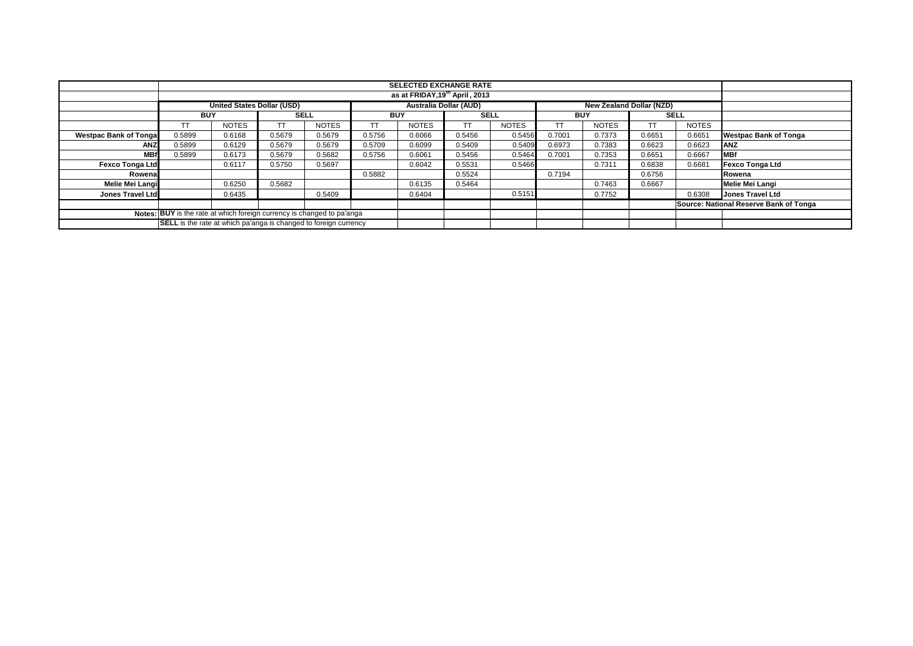| | SELECTED EXCHANGE RATE | | | | | | | | | | | | |
|---|---|---|---|---|---|---|---|---|---|---|---|---|---|
| | as at FRIDAY,19th April , 2013 | | | | | | | | | | | | |
| | United States Dollar (USD) | | | | Australia Dollar (AUD) | | | | New Zealand Dollar (NZD) | | | | |
| | BUY | | SELL | | BUY | | SELL | | BUY | | SELL | | |
| | TT | NOTES | TT | NOTES | TT | NOTES | TT | NOTES | TT | NOTES | TT | NOTES | |
| **Westpac Bank of Tonga** | 0.5899 | 0.6168 | 0.5679 | 0.5679 | 0.5756 | 0.6066 | 0.5456 | 0.5456 | 0.7001 | 0.7373 | 0.6651 | 0.6651 | **Westpac Bank of Tonga** |
| **ANZ** | 0.5899 | 0.6129 | 0.5679 | 0.5679 | 0.5709 | 0.6099 | 0.5409 | 0.5409 | 0.6973 | 0.7383 | 0.6623 | 0.6623 | **ANZ** |
| **MBf** | 0.5899 | 0.6173 | 0.5679 | 0.5682 | 0.5756 | 0.6061 | 0.5456 | 0.5464 | 0.7001 | 0.7353 | 0.6651 | 0.6667 | **MBf** |
| **Fexco Tonga Ltd** | | 0.6117 | 0.5750 | 0.5697 | | 0.6042 | 0.5531 | 0.5466 | | 0.7311 | 0.6838 | 0.6681 | **Fexco Tonga Ltd** |
| **Rowena** | | | | | 0.5882 | | 0.5524 | | 0.7194 | | 0.6756 | | **Rowena** |
| **Melie Mei Langi** | | 0.6250 | 0.5682 | | | 0.6135 | 0.5464 | | | 0.7463 | 0.6667 | | **Melie Mei Langi** |
| **Jones Travel Ltd** | | 0.6435 | | 0.5409 | | 0.6404 | | 0.5151 | | 0.7752 | | 0.6308 | **Jones Travel Ltd** |
| | | | | | | | | | | | | | **Source: National Reserve Bank of Tonga** |
| **Notes:** | **BUY** is the rate at which foreign currency is changed to pa'anga | | | | | | | | | | | | |
| | **SELL** is the rate at which pa'anga is changed to foreign currency | | | | | | | | | | | | |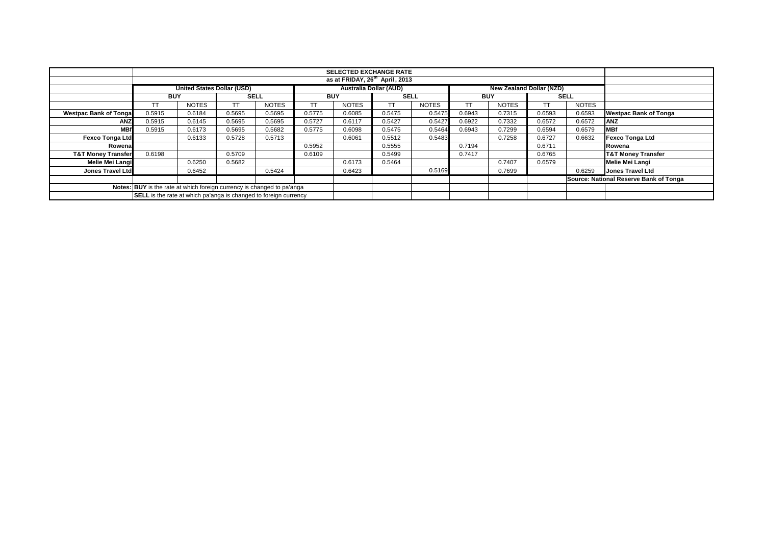| | SELECTED EXCHANGE RATE | | | | | | | | | | | | |
|---|---|---|---|---|---|---|---|---|---|---|---|---|---|
| | as at FRIDAY, 26th April , 2013 | | | | | | | | | | | | |
| | United States Dollar (USD) | | | | Australia Dollar (AUD) | | | | New Zealand Dollar (NZD) | | | | |
| | BUY | | SELL | | BUY | | SELL | | BUY | | SELL | | |
| | TT | NOTES | TT | NOTES | TT | NOTES | TT | NOTES | TT | NOTES | TT | NOTES | |
| Westpac Bank of Tonga | 0.5915 | 0.6184 | 0.5695 | 0.5695 | 0.5775 | 0.6085 | 0.5475 | 0.5475 | 0.6943 | 0.7315 | 0.6593 | 0.6593 | Westpac Bank of Tonga |
| ANZ | 0.5915 | 0.6145 | 0.5695 | 0.5695 | 0.5727 | 0.6117 | 0.5427 | 0.5427 | 0.6922 | 0.7332 | 0.6572 | 0.6572 | ANZ |
| MBf | 0.5915 | 0.6173 | 0.5695 | 0.5682 | 0.5775 | 0.6098 | 0.5475 | 0.5464 | 0.6943 | 0.7299 | 0.6594 | 0.6579 | MBf |
| Fexco Tonga Ltd | | 0.6133 | 0.5728 | 0.5713 | | 0.6061 | 0.5512 | 0.5483 | | 0.7258 | 0.6727 | 0.6632 | Fexco Tonga Ltd |
| Rowena | | | | | 0.5952 | | 0.5555 | | 0.7194 | | 0.6711 | | Rowena |
| T&T Money Transfer | 0.6198 | | 0.5709 | | 0.6109 | | 0.5499 | | 0.7417 | | 0.6765 | | T&T Money Transfer |
| Melie Mei Langi | | 0.6250 | 0.5682 | | | 0.6173 | 0.5464 | | | 0.7407 | 0.6579 | | Melie Mei Langi |
| Jones Travel Ltd | | 0.6452 | | 0.5424 | | 0.6423 | | 0.5169 | | 0.7699 | | 0.6259 | Jones Travel Ltd |
| | | | | | | | | | | | | | Source: National Reserve Bank of Tonga |
| Notes: | **BUY** is the rate at which foreign currency is changed to pa'anga | | | | | | | | | | | | |
| | **SELL** is the rate at which pa'anga is changed to foreign currency | | | | | | | | | | | | |